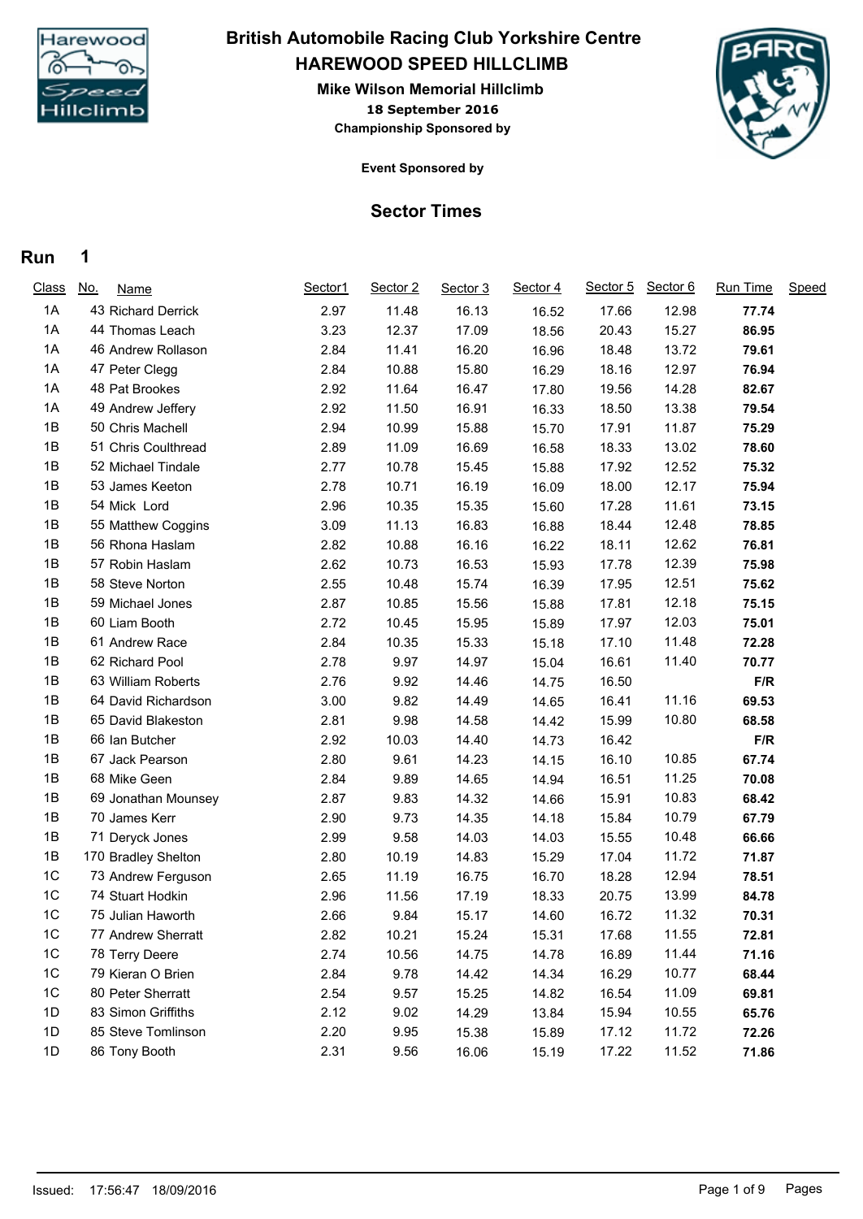# British Automobile Racing Club Yorkshire Centre

## HAREWOOD SPEED HILLCLIMB

### Mike Wilson Memorial Hillclimb

**18 September 2016**

**Championship Sponsored by**

**Event Sponsored by**

## Sector Times

**Run 1**

| Class | No. | Name | Sector1 | Sector 2 | Sector 3 | Sector 4 | Sector 5 | Sector 6 | Run Time | Speed |
|---|---|---|---|---|---|---|---|---|---|---|
| 1A | 43 | Richard Derrick | 2.97 | 11.48 | 16.13 | 16.52 | 17.66 | 12.98 | **77.74** | |
| 1A | 44 | Thomas Leach | 3.23 | 12.37 | 17.09 | 18.56 | 20.43 | 15.27 | **86.95** | |
| 1A | 46 | Andrew Rollason | 2.84 | 11.41 | 16.20 | 16.96 | 18.48 | 13.72 | **79.61** | |
| 1A | 47 | Peter Clegg | 2.84 | 10.88 | 15.80 | 16.29 | 18.16 | 12.97 | **76.94** | |
| 1A | 48 | Pat Brookes | 2.92 | 11.64 | 16.47 | 17.80 | 19.56 | 14.28 | **82.67** | |
| 1A | 49 | Andrew Jeffery | 2.92 | 11.50 | 16.91 | 16.33 | 18.50 | 13.38 | **79.54** | |
| 1B | 50 | Chris Machell | 2.94 | 10.99 | 15.88 | 15.70 | 17.91 | 11.87 | **75.29** | |
| 1B | 51 | Chris Coulthread | 2.89 | 11.09 | 16.69 | 16.58 | 18.33 | 13.02 | **78.60** | |
| 1B | 52 | Michael Tindale | 2.77 | 10.78 | 15.45 | 15.88 | 17.92 | 12.52 | **75.32** | |
| 1B | 53 | James Keeton | 2.78 | 10.71 | 16.19 | 16.09 | 18.00 | 12.17 | **75.94** | |
| 1B | 54 | Mick Lord | 2.96 | 10.35 | 15.35 | 15.60 | 17.28 | 11.61 | **73.15** | |
| 1B | 55 | Matthew Coggins | 3.09 | 11.13 | 16.83 | 16.88 | 18.44 | 12.48 | **78.85** | |
| 1B | 56 | Rhona Haslam | 2.82 | 10.88 | 16.16 | 16.22 | 18.11 | 12.62 | **76.81** | |
| 1B | 57 | Robin Haslam | 2.62 | 10.73 | 16.53 | 15.93 | 17.78 | 12.39 | **75.98** | |
| 1B | 58 | Steve Norton | 2.55 | 10.48 | 15.74 | 16.39 | 17.95 | 12.51 | **75.62** | |
| 1B | 59 | Michael Jones | 2.87 | 10.85 | 15.56 | 15.88 | 17.81 | 12.18 | **75.15** | |
| 1B | 60 | Liam Booth | 2.72 | 10.45 | 15.95 | 15.89 | 17.97 | 12.03 | **75.01** | |
| 1B | 61 | Andrew Race | 2.84 | 10.35 | 15.33 | 15.18 | 17.10 | 11.48 | **72.28** | |
| 1B | 62 | Richard Pool | 2.78 | 9.97 | 14.97 | 15.04 | 16.61 | 11.40 | **70.77** | |
| 1B | 63 | William Roberts | 2.76 | 9.92 | 14.46 | 14.75 | 16.50 | | **F/R** | |
| 1B | 64 | David Richardson | 3.00 | 9.82 | 14.49 | 14.65 | 16.41 | 11.16 | **69.53** | |
| 1B | 65 | David Blakeston | 2.81 | 9.98 | 14.58 | 14.42 | 15.99 | 10.80 | **68.58** | |
| 1B | 66 | Ian Butcher | 2.92 | 10.03 | 14.40 | 14.73 | 16.42 | | **F/R** | |
| 1B | 67 | Jack Pearson | 2.80 | 9.61 | 14.23 | 14.15 | 16.10 | 10.85 | **67.74** | |
| 1B | 68 | Mike Geen | 2.84 | 9.89 | 14.65 | 14.94 | 16.51 | 11.25 | **70.08** | |
| 1B | 69 | Jonathan Mounsey | 2.87 | 9.83 | 14.32 | 14.66 | 15.91 | 10.83 | **68.42** | |
| 1B | 70 | James Kerr | 2.90 | 9.73 | 14.35 | 14.18 | 15.84 | 10.79 | **67.79** | |
| 1B | 71 | Deryck Jones | 2.99 | 9.58 | 14.03 | 14.03 | 15.55 | 10.48 | **66.66** | |
| 1B | 170 | Bradley Shelton | 2.80 | 10.19 | 14.83 | 15.29 | 17.04 | 11.72 | **71.87** | |
| 1C | 73 | Andrew Ferguson | 2.65 | 11.19 | 16.75 | 16.70 | 18.28 | 12.94 | **78.51** | |
| 1C | 74 | Stuart Hodkin | 2.96 | 11.56 | 17.19 | 18.33 | 20.75 | 13.99 | **84.78** | |
| 1C | 75 | Julian Haworth | 2.66 | 9.84 | 15.17 | 14.60 | 16.72 | 11.32 | **70.31** | |
| 1C | 77 | Andrew Sherratt | 2.82 | 10.21 | 15.24 | 15.31 | 17.68 | 11.55 | **72.81** | |
| 1C | 78 | Terry Deere | 2.74 | 10.56 | 14.75 | 14.78 | 16.89 | 11.44 | **71.16** | |
| 1C | 79 | Kieran O Brien | 2.84 | 9.78 | 14.42 | 14.34 | 16.29 | 10.77 | **68.44** | |
| 1C | 80 | Peter Sherratt | 2.54 | 9.57 | 15.25 | 14.82 | 16.54 | 11.09 | **69.81** | |
| 1D | 83 | Simon Griffiths | 2.12 | 9.02 | 14.29 | 13.84 | 15.94 | 10.55 | **65.76** | |
| 1D | 85 | Steve Tomlinson | 2.20 | 9.95 | 15.38 | 15.89 | 17.12 | 11.72 | **72.26** | |
| 1D | 86 | Tony Booth | 2.31 | 9.56 | 16.06 | 15.19 | 17.22 | 11.52 | **71.86** | |

Issued: 17:56:47 18/09/2016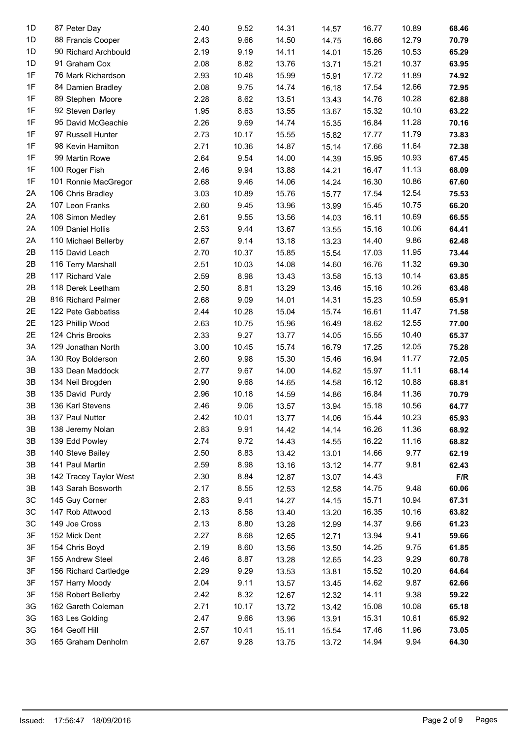| | | | | | | | | |
|---|---|---|---|---|---|---|---|---|
| 1D | 87 Peter Day | 2.40 | 9.52 | 14.31 | 14.57 | 16.77 | 10.89 | **68.46** |
| 1D | 88 Francis Cooper | 2.43 | 9.66 | 14.50 | 14.75 | 16.66 | 12.79 | **70.79** |
| 1D | 90 Richard Archbould | 2.19 | 9.19 | 14.11 | 14.01 | 15.26 | 10.53 | **65.29** |
| 1D | 91 Graham Cox | 2.08 | 8.82 | 13.76 | 13.71 | 15.21 | 10.37 | **63.95** |
| 1F | 76 Mark Richardson | 2.93 | 10.48 | 15.99 | 15.91 | 17.72 | 11.89 | **74.92** |
| 1F | 84 Damien Bradley | 2.08 | 9.75 | 14.74 | 16.18 | 17.54 | 12.66 | **72.95** |
| 1F | 89 Stephen Moore | 2.28 | 8.62 | 13.51 | 13.43 | 14.76 | 10.28 | **62.88** |
| 1F | 92 Steven Darley | 1.95 | 8.63 | 13.55 | 13.67 | 15.32 | 10.10 | **63.22** |
| 1F | 95 David McGeachie | 2.26 | 9.69 | 14.74 | 15.35 | 16.84 | 11.28 | **70.16** |
| 1F | 97 Russell Hunter | 2.73 | 10.17 | 15.55 | 15.82 | 17.77 | 11.79 | **73.83** |
| 1F | 98 Kevin Hamilton | 2.71 | 10.36 | 14.87 | 15.14 | 17.66 | 11.64 | **72.38** |
| 1F | 99 Martin Rowe | 2.64 | 9.54 | 14.00 | 14.39 | 15.95 | 10.93 | **67.45** |
| 1F | 100 Roger Fish | 2.46 | 9.94 | 13.88 | 14.21 | 16.47 | 11.13 | **68.09** |
| 1F | 101 Ronnie MacGregor | 2.68 | 9.46 | 14.06 | 14.24 | 16.30 | 10.86 | **67.60** |
| 2A | 106 Chris Bradley | 3.03 | 10.89 | 15.76 | 15.77 | 17.54 | 12.54 | **75.53** |
| 2A | 107 Leon Franks | 2.60 | 9.45 | 13.96 | 13.99 | 15.45 | 10.75 | **66.20** |
| 2A | 108 Simon Medley | 2.61 | 9.55 | 13.56 | 14.03 | 16.11 | 10.69 | **66.55** |
| 2A | 109 Daniel Hollis | 2.53 | 9.44 | 13.67 | 13.55 | 15.16 | 10.06 | **64.41** |
| 2A | 110 Michael Bellerby | 2.67 | 9.14 | 13.18 | 13.23 | 14.40 | 9.86 | **62.48** |
| 2B | 115 David Leach | 2.70 | 10.37 | 15.85 | 15.54 | 17.03 | 11.95 | **73.44** |
| 2B | 116 Terry Marshall | 2.51 | 10.03 | 14.08 | 14.60 | 16.76 | 11.32 | **69.30** |
| 2B | 117 Richard Vale | 2.59 | 8.98 | 13.43 | 13.58 | 15.13 | 10.14 | **63.85** |
| 2B | 118 Derek Leetham | 2.50 | 8.81 | 13.29 | 13.46 | 15.16 | 10.26 | **63.48** |
| 2B | 816 Richard Palmer | 2.68 | 9.09 | 14.01 | 14.31 | 15.23 | 10.59 | **65.91** |
| 2E | 122 Pete Gabbatiss | 2.44 | 10.28 | 15.04 | 15.74 | 16.61 | 11.47 | **71.58** |
| 2E | 123 Phillip Wood | 2.63 | 10.75 | 15.96 | 16.49 | 18.62 | 12.55 | **77.00** |
| 2E | 124 Chris Brooks | 2.33 | 9.27 | 13.77 | 14.05 | 15.55 | 10.40 | **65.37** |
| 3A | 129 Jonathan North | 3.00 | 10.45 | 15.74 | 16.79 | 17.25 | 12.05 | **75.28** |
| 3A | 130 Roy Bolderson | 2.60 | 9.98 | 15.30 | 15.46 | 16.94 | 11.77 | **72.05** |
| 3B | 133 Dean Maddock | 2.77 | 9.67 | 14.00 | 14.62 | 15.97 | 11.11 | **68.14** |
| 3B | 134 Neil Brogden | 2.90 | 9.68 | 14.65 | 14.58 | 16.12 | 10.88 | **68.81** |
| 3B | 135 David Purdy | 2.96 | 10.18 | 14.59 | 14.86 | 16.84 | 11.36 | **70.79** |
| 3B | 136 Karl Stevens | 2.46 | 9.06 | 13.57 | 13.94 | 15.18 | 10.56 | **64.77** |
| 3B | 137 Paul Nutter | 2.42 | 10.01 | 13.77 | 14.06 | 15.44 | 10.23 | **65.93** |
| 3B | 138 Jeremy Nolan | 2.83 | 9.91 | 14.42 | 14.14 | 16.26 | 11.36 | **68.92** |
| 3B | 139 Edd Powley | 2.74 | 9.72 | 14.43 | 14.55 | 16.22 | 11.16 | **68.82** |
| 3B | 140 Steve Bailey | 2.50 | 8.83 | 13.42 | 13.01 | 14.66 | 9.77 | **62.19** |
| 3B | 141 Paul Martin | 2.59 | 8.98 | 13.16 | 13.12 | 14.77 | 9.81 | **62.43** |
| 3B | 142 Tracey Taylor West | 2.30 | 8.84 | 12.87 | 13.07 | 14.43 | | **F/R** |
| 3B | 143 Sarah Bosworth | 2.17 | 8.55 | 12.53 | 12.58 | 14.75 | 9.48 | **60.06** |
| 3C | 145 Guy Corner | 2.83 | 9.41 | 14.27 | 14.15 | 15.71 | 10.94 | **67.31** |
| 3C | 147 Rob Attwood | 2.13 | 8.58 | 13.40 | 13.20 | 16.35 | 10.16 | **63.82** |
| 3C | 149 Joe Cross | 2.13 | 8.80 | 13.28 | 12.99 | 14.37 | 9.66 | **61.23** |
| 3F | 152 Mick Dent | 2.27 | 8.68 | 12.65 | 12.71 | 13.94 | 9.41 | **59.66** |
| 3F | 154 Chris Boyd | 2.19 | 8.60 | 13.56 | 13.50 | 14.25 | 9.75 | **61.85** |
| 3F | 155 Andrew Steel | 2.46 | 8.87 | 13.28 | 12.65 | 14.23 | 9.29 | **60.78** |
| 3F | 156 Richard Cartledge | 2.29 | 9.29 | 13.53 | 13.81 | 15.52 | 10.20 | **64.64** |
| 3F | 157 Harry Moody | 2.04 | 9.11 | 13.57 | 13.45 | 14.62 | 9.87 | **62.66** |
| 3F | 158 Robert Bellerby | 2.42 | 8.32 | 12.67 | 12.32 | 14.11 | 9.38 | **59.22** |
| 3G | 162 Gareth Coleman | 2.71 | 10.17 | 13.72 | 13.42 | 15.08 | 10.08 | **65.18** |
| 3G | 163 Les Golding | 2.47 | 9.66 | 13.96 | 13.91 | 15.31 | 10.61 | **65.92** |
| 3G | 164 Geoff Hill | 2.57 | 10.41 | 15.11 | 15.54 | 17.46 | 11.96 | **73.05** |
| 3G | 165 Graham Denholm | 2.67 | 9.28 | 13.75 | 13.72 | 14.94 | 9.94 | **64.30** |

Issued: 17:56:47 18/09/2016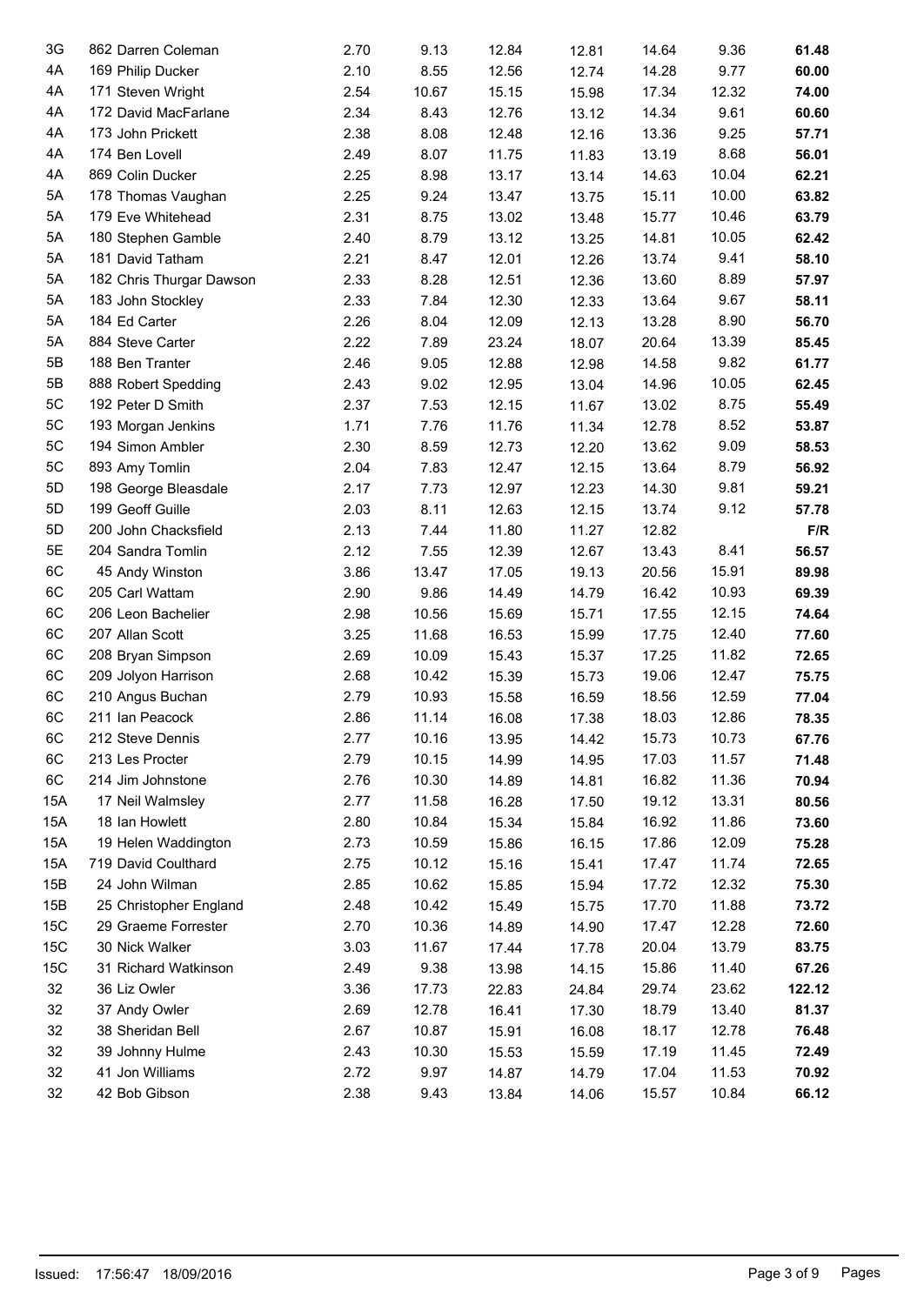| | | | | | | | | |
|---|---|---|---|---|---|---|---|---|
| 3G | 862 Darren Coleman | 2.70 | 9.13 | 12.84 | 12.81 | 14.64 | 9.36 | **61.48** |
| 4A | 169 Philip Ducker | 2.10 | 8.55 | 12.56 | 12.74 | 14.28 | 9.77 | **60.00** |
| 4A | 171 Steven Wright | 2.54 | 10.67 | 15.15 | 15.98 | 17.34 | 12.32 | **74.00** |
| 4A | 172 David MacFarlane | 2.34 | 8.43 | 12.76 | 13.12 | 14.34 | 9.61 | **60.60** |
| 4A | 173 John Prickett | 2.38 | 8.08 | 12.48 | 12.16 | 13.36 | 9.25 | **57.71** |
| 4A | 174 Ben Lovell | 2.49 | 8.07 | 11.75 | 11.83 | 13.19 | 8.68 | **56.01** |
| 4A | 869 Colin Ducker | 2.25 | 8.98 | 13.17 | 13.14 | 14.63 | 10.04 | **62.21** |
| 5A | 178 Thomas Vaughan | 2.25 | 9.24 | 13.47 | 13.75 | 15.11 | 10.00 | **63.82** |
| 5A | 179 Eve Whitehead | 2.31 | 8.75 | 13.02 | 13.48 | 15.77 | 10.46 | **63.79** |
| 5A | 180 Stephen Gamble | 2.40 | 8.79 | 13.12 | 13.25 | 14.81 | 10.05 | **62.42** |
| 5A | 181 David Tatham | 2.21 | 8.47 | 12.01 | 12.26 | 13.74 | 9.41 | **58.10** |
| 5A | 182 Chris Thurgar Dawson | 2.33 | 8.28 | 12.51 | 12.36 | 13.60 | 8.89 | **57.97** |
| 5A | 183 John Stockley | 2.33 | 7.84 | 12.30 | 12.33 | 13.64 | 9.67 | **58.11** |
| 5A | 184 Ed Carter | 2.26 | 8.04 | 12.09 | 12.13 | 13.28 | 8.90 | **56.70** |
| 5A | 884 Steve Carter | 2.22 | 7.89 | 23.24 | 18.07 | 20.64 | 13.39 | **85.45** |
| 5B | 188 Ben Tranter | 2.46 | 9.05 | 12.88 | 12.98 | 14.58 | 9.82 | **61.77** |
| 5B | 888 Robert Spedding | 2.43 | 9.02 | 12.95 | 13.04 | 14.96 | 10.05 | **62.45** |
| 5C | 192 Peter D Smith | 2.37 | 7.53 | 12.15 | 11.67 | 13.02 | 8.75 | **55.49** |
| 5C | 193 Morgan Jenkins | 1.71 | 7.76 | 11.76 | 11.34 | 12.78 | 8.52 | **53.87** |
| 5C | 194 Simon Ambler | 2.30 | 8.59 | 12.73 | 12.20 | 13.62 | 9.09 | **58.53** |
| 5C | 893 Amy Tomlin | 2.04 | 7.83 | 12.47 | 12.15 | 13.64 | 8.79 | **56.92** |
| 5D | 198 George Bleasdale | 2.17 | 7.73 | 12.97 | 12.23 | 14.30 | 9.81 | **59.21** |
| 5D | 199 Geoff Guille | 2.03 | 8.11 | 12.63 | 12.15 | 13.74 | 9.12 | **57.78** |
| 5D | 200 John Chacksfield | 2.13 | 7.44 | 11.80 | 11.27 | 12.82 | | **F/R** |
| 5E | 204 Sandra Tomlin | 2.12 | 7.55 | 12.39 | 12.67 | 13.43 | 8.41 | **56.57** |
| 6C | 45 Andy Winston | 3.86 | 13.47 | 17.05 | 19.13 | 20.56 | 15.91 | **89.98** |
| 6C | 205 Carl Wattam | 2.90 | 9.86 | 14.49 | 14.79 | 16.42 | 10.93 | **69.39** |
| 6C | 206 Leon Bachelier | 2.98 | 10.56 | 15.69 | 15.71 | 17.55 | 12.15 | **74.64** |
| 6C | 207 Allan Scott | 3.25 | 11.68 | 16.53 | 15.99 | 17.75 | 12.40 | **77.60** |
| 6C | 208 Bryan Simpson | 2.69 | 10.09 | 15.43 | 15.37 | 17.25 | 11.82 | **72.65** |
| 6C | 209 Jolyon Harrison | 2.68 | 10.42 | 15.39 | 15.73 | 19.06 | 12.47 | **75.75** |
| 6C | 210 Angus Buchan | 2.79 | 10.93 | 15.58 | 16.59 | 18.56 | 12.59 | **77.04** |
| 6C | 211 Ian Peacock | 2.86 | 11.14 | 16.08 | 17.38 | 18.03 | 12.86 | **78.35** |
| 6C | 212 Steve Dennis | 2.77 | 10.16 | 13.95 | 14.42 | 15.73 | 10.73 | **67.76** |
| 6C | 213 Les Procter | 2.79 | 10.15 | 14.99 | 14.95 | 17.03 | 11.57 | **71.48** |
| 6C | 214 Jim Johnstone | 2.76 | 10.30 | 14.89 | 14.81 | 16.82 | 11.36 | **70.94** |
| 15A | 17 Neil Walmsley | 2.77 | 11.58 | 16.28 | 17.50 | 19.12 | 13.31 | **80.56** |
| 15A | 18 Ian Howlett | 2.80 | 10.84 | 15.34 | 15.84 | 16.92 | 11.86 | **73.60** |
| 15A | 19 Helen Waddington | 2.73 | 10.59 | 15.86 | 16.15 | 17.86 | 12.09 | **75.28** |
| 15A | 719 David Coulthard | 2.75 | 10.12 | 15.16 | 15.41 | 17.47 | 11.74 | **72.65** |
| 15B | 24 John Wilman | 2.85 | 10.62 | 15.85 | 15.94 | 17.72 | 12.32 | **75.30** |
| 15B | 25 Christopher England | 2.48 | 10.42 | 15.49 | 15.75 | 17.70 | 11.88 | **73.72** |
| 15C | 29 Graeme Forrester | 2.70 | 10.36 | 14.89 | 14.90 | 17.47 | 12.28 | **72.60** |
| 15C | 30 Nick Walker | 3.03 | 11.67 | 17.44 | 17.78 | 20.04 | 13.79 | **83.75** |
| 15C | 31 Richard Watkinson | 2.49 | 9.38 | 13.98 | 14.15 | 15.86 | 11.40 | **67.26** |
| 32 | 36 Liz Owler | 3.36 | 17.73 | 22.83 | 24.84 | 29.74 | 23.62 | **122.12** |
| 32 | 37 Andy Owler | 2.69 | 12.78 | 16.41 | 17.30 | 18.79 | 13.40 | **81.37** |
| 32 | 38 Sheridan Bell | 2.67 | 10.87 | 15.91 | 16.08 | 18.17 | 12.78 | **76.48** |
| 32 | 39 Johnny Hulme | 2.43 | 10.30 | 15.53 | 15.59 | 17.19 | 11.45 | **72.49** |
| 32 | 41 Jon Williams | 2.72 | 9.97 | 14.87 | 14.79 | 17.04 | 11.53 | **70.92** |
| 32 | 42 Bob Gibson | 2.38 | 9.43 | 13.84 | 14.06 | 15.57 | 10.84 | **66.12** |

Issued: 17:56:47 18/09/2016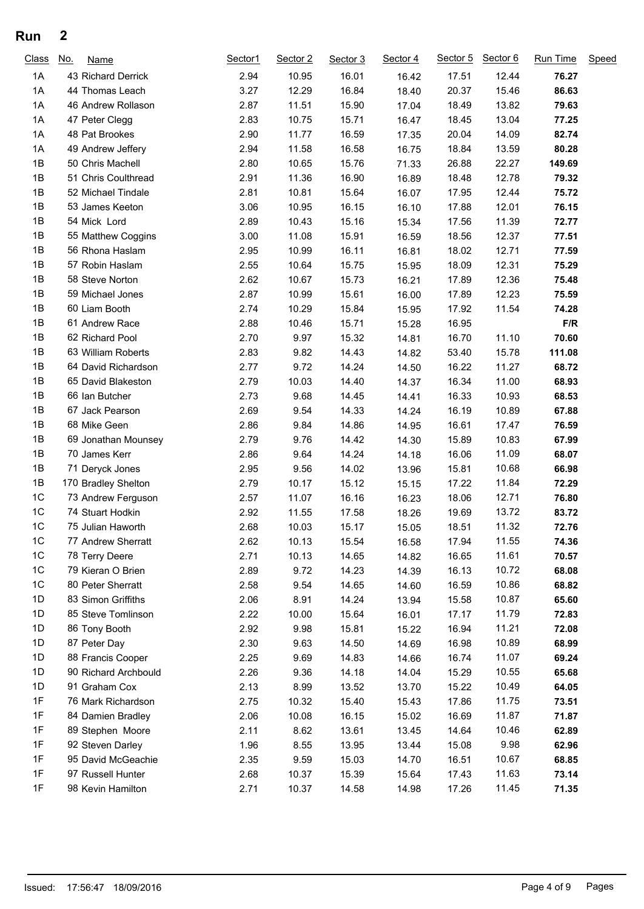# Run 2

| Class | No. | Name | Sector1 | Sector 2 | Sector 3 | Sector 4 | Sector 5 | Sector 6 | Run Time | Speed |
|---|---|---|---|---|---|---|---|---|---|---|
| 1A | 43 | Richard Derrick | 2.94 | 10.95 | 16.01 | 16.42 | 17.51 | 12.44 | **76.27** | |
| 1A | 44 | Thomas Leach | 3.27 | 12.29 | 16.84 | 18.40 | 20.37 | 15.46 | **86.63** | |
| 1A | 46 | Andrew Rollason | 2.87 | 11.51 | 15.90 | 17.04 | 18.49 | 13.82 | **79.63** | |
| 1A | 47 | Peter Clegg | 2.83 | 10.75 | 15.71 | 16.47 | 18.45 | 13.04 | **77.25** | |
| 1A | 48 | Pat Brookes | 2.90 | 11.77 | 16.59 | 17.35 | 20.04 | 14.09 | **82.74** | |
| 1A | 49 | Andrew Jeffery | 2.94 | 11.58 | 16.58 | 16.75 | 18.84 | 13.59 | **80.28** | |
| 1B | 50 | Chris Machell | 2.80 | 10.65 | 15.76 | 71.33 | 26.88 | 22.27 | **149.69** | |
| 1B | 51 | Chris Coulthread | 2.91 | 11.36 | 16.90 | 16.89 | 18.48 | 12.78 | **79.32** | |
| 1B | 52 | Michael Tindale | 2.81 | 10.81 | 15.64 | 16.07 | 17.95 | 12.44 | **75.72** | |
| 1B | 53 | James Keeton | 3.06 | 10.95 | 16.15 | 16.10 | 17.88 | 12.01 | **76.15** | |
| 1B | 54 | Mick Lord | 2.89 | 10.43 | 15.16 | 15.34 | 17.56 | 11.39 | **72.77** | |
| 1B | 55 | Matthew Coggins | 3.00 | 11.08 | 15.91 | 16.59 | 18.56 | 12.37 | **77.51** | |
| 1B | 56 | Rhona Haslam | 2.95 | 10.99 | 16.11 | 16.81 | 18.02 | 12.71 | **77.59** | |
| 1B | 57 | Robin Haslam | 2.55 | 10.64 | 15.75 | 15.95 | 18.09 | 12.31 | **75.29** | |
| 1B | 58 | Steve Norton | 2.62 | 10.67 | 15.73 | 16.21 | 17.89 | 12.36 | **75.48** | |
| 1B | 59 | Michael Jones | 2.87 | 10.99 | 15.61 | 16.00 | 17.89 | 12.23 | **75.59** | |
| 1B | 60 | Liam Booth | 2.74 | 10.29 | 15.84 | 15.95 | 17.92 | 11.54 | **74.28** | |
| 1B | 61 | Andrew Race | 2.88 | 10.46 | 15.71 | 15.28 | 16.95 | | **F/R** | |
| 1B | 62 | Richard Pool | 2.70 | 9.97 | 15.32 | 14.81 | 16.70 | 11.10 | **70.60** | |
| 1B | 63 | William Roberts | 2.83 | 9.82 | 14.43 | 14.82 | 53.40 | 15.78 | **111.08** | |
| 1B | 64 | David Richardson | 2.77 | 9.72 | 14.24 | 14.50 | 16.22 | 11.27 | **68.72** | |
| 1B | 65 | David Blakeston | 2.79 | 10.03 | 14.40 | 14.37 | 16.34 | 11.00 | **68.93** | |
| 1B | 66 | Ian Butcher | 2.73 | 9.68 | 14.45 | 14.41 | 16.33 | 10.93 | **68.53** | |
| 1B | 67 | Jack Pearson | 2.69 | 9.54 | 14.33 | 14.24 | 16.19 | 10.89 | **67.88** | |
| 1B | 68 | Mike Geen | 2.86 | 9.84 | 14.86 | 14.95 | 16.61 | 17.47 | **76.59** | |
| 1B | 69 | Jonathan Mounsey | 2.79 | 9.76 | 14.42 | 14.30 | 15.89 | 10.83 | **67.99** | |
| 1B | 70 | James Kerr | 2.86 | 9.64 | 14.24 | 14.18 | 16.06 | 11.09 | **68.07** | |
| 1B | 71 | Deryck Jones | 2.95 | 9.56 | 14.02 | 13.96 | 15.81 | 10.68 | **66.98** | |
| 1B | 170 | Bradley Shelton | 2.79 | 10.17 | 15.12 | 15.15 | 17.22 | 11.84 | **72.29** | |
| 1C | 73 | Andrew Ferguson | 2.57 | 11.07 | 16.16 | 16.23 | 18.06 | 12.71 | **76.80** | |
| 1C | 74 | Stuart Hodkin | 2.92 | 11.55 | 17.58 | 18.26 | 19.69 | 13.72 | **83.72** | |
| 1C | 75 | Julian Haworth | 2.68 | 10.03 | 15.17 | 15.05 | 18.51 | 11.32 | **72.76** | |
| 1C | 77 | Andrew Sherratt | 2.62 | 10.13 | 15.54 | 16.58 | 17.94 | 11.55 | **74.36** | |
| 1C | 78 | Terry Deere | 2.71 | 10.13 | 14.65 | 14.82 | 16.65 | 11.61 | **70.57** | |
| 1C | 79 | Kieran O Brien | 2.89 | 9.72 | 14.23 | 14.39 | 16.13 | 10.72 | **68.08** | |
| 1C | 80 | Peter Sherratt | 2.58 | 9.54 | 14.65 | 14.60 | 16.59 | 10.86 | **68.82** | |
| 1D | 83 | Simon Griffiths | 2.06 | 8.91 | 14.24 | 13.94 | 15.58 | 10.87 | **65.60** | |
| 1D | 85 | Steve Tomlinson | 2.22 | 10.00 | 15.64 | 16.01 | 17.17 | 11.79 | **72.83** | |
| 1D | 86 | Tony Booth | 2.92 | 9.98 | 15.81 | 15.22 | 16.94 | 11.21 | **72.08** | |
| 1D | 87 | Peter Day | 2.30 | 9.63 | 14.50 | 14.69 | 16.98 | 10.89 | **68.99** | |
| 1D | 88 | Francis Cooper | 2.25 | 9.69 | 14.83 | 14.66 | 16.74 | 11.07 | **69.24** | |
| 1D | 90 | Richard Archbould | 2.26 | 9.36 | 14.18 | 14.04 | 15.29 | 10.55 | **65.68** | |
| 1D | 91 | Graham Cox | 2.13 | 8.99 | 13.52 | 13.70 | 15.22 | 10.49 | **64.05** | |
| 1F | 76 | Mark Richardson | 2.75 | 10.32 | 15.40 | 15.43 | 17.86 | 11.75 | **73.51** | |
| 1F | 84 | Damien Bradley | 2.06 | 10.08 | 16.15 | 15.02 | 16.69 | 11.87 | **71.87** | |
| 1F | 89 | Stephen Moore | 2.11 | 8.62 | 13.61 | 13.45 | 14.64 | 10.46 | **62.89** | |
| 1F | 92 | Steven Darley | 1.96 | 8.55 | 13.95 | 13.44 | 15.08 | 9.98 | **62.96** | |
| 1F | 95 | David McGeachie | 2.35 | 9.59 | 15.03 | 14.70 | 16.51 | 10.67 | **68.85** | |
| 1F | 97 | Russell Hunter | 2.68 | 10.37 | 15.39 | 15.64 | 17.43 | 11.63 | **73.14** | |
| 1F | 98 | Kevin Hamilton | 2.71 | 10.37 | 14.58 | 14.98 | 17.26 | 11.45 | **71.35** | |

Issued: 17:56:47 18/09/2016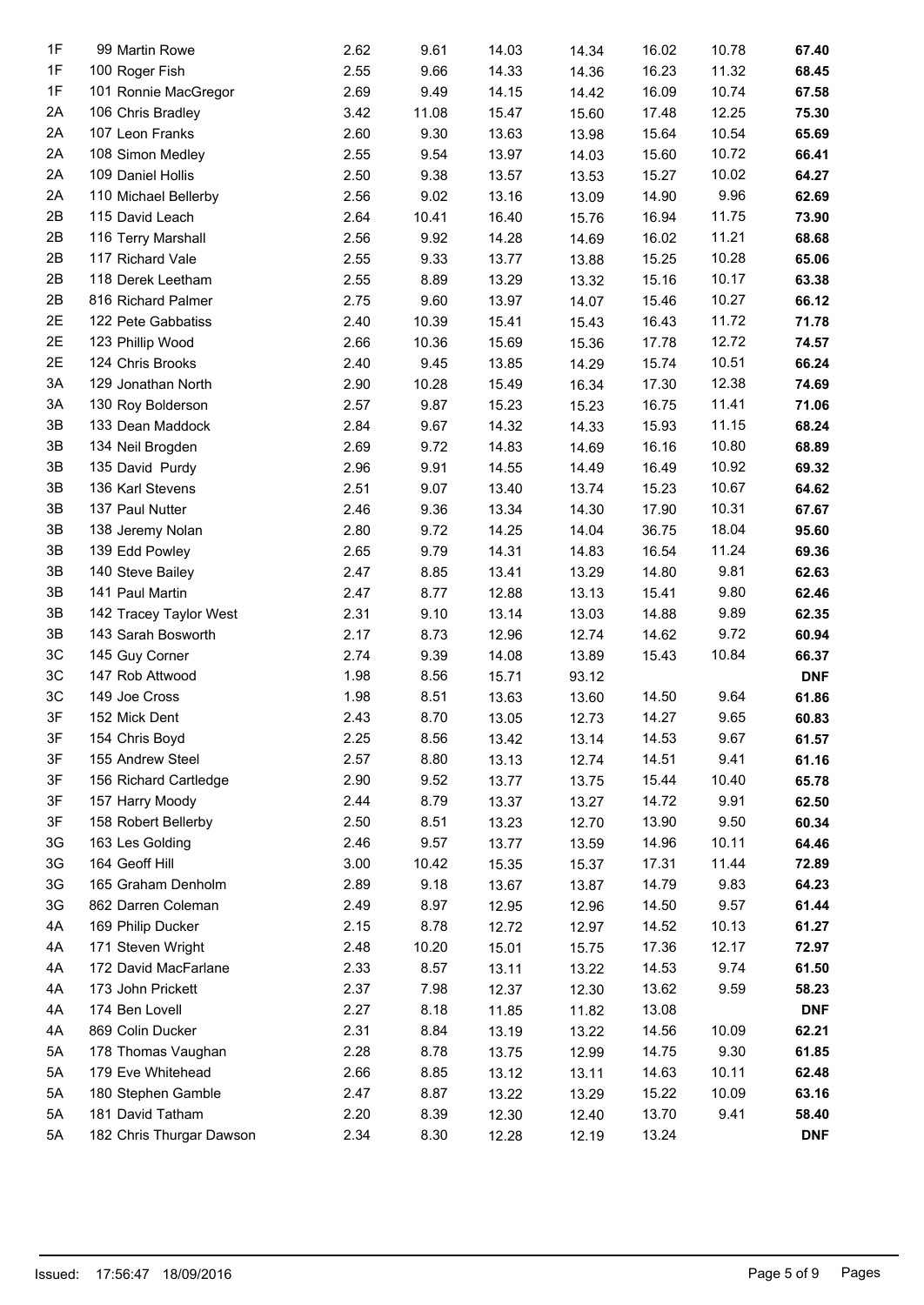| | | | | | | | | |
|---|---|---|---|---|---|---|---|---|
| 1F | 99 Martin Rowe | 2.62 | 9.61 | 14.03 | 14.34 | 16.02 | 10.78 | **67.40** |
| 1F | 100 Roger Fish | 2.55 | 9.66 | 14.33 | 14.36 | 16.23 | 11.32 | **68.45** |
| 1F | 101 Ronnie MacGregor | 2.69 | 9.49 | 14.15 | 14.42 | 16.09 | 10.74 | **67.58** |
| 2A | 106 Chris Bradley | 3.42 | 11.08 | 15.47 | 15.60 | 17.48 | 12.25 | **75.30** |
| 2A | 107 Leon Franks | 2.60 | 9.30 | 13.63 | 13.98 | 15.64 | 10.54 | **65.69** |
| 2A | 108 Simon Medley | 2.55 | 9.54 | 13.97 | 14.03 | 15.60 | 10.72 | **66.41** |
| 2A | 109 Daniel Hollis | 2.50 | 9.38 | 13.57 | 13.53 | 15.27 | 10.02 | **64.27** |
| 2A | 110 Michael Bellerby | 2.56 | 9.02 | 13.16 | 13.09 | 14.90 | 9.96 | **62.69** |
| 2B | 115 David Leach | 2.64 | 10.41 | 16.40 | 15.76 | 16.94 | 11.75 | **73.90** |
| 2B | 116 Terry Marshall | 2.56 | 9.92 | 14.28 | 14.69 | 16.02 | 11.21 | **68.68** |
| 2B | 117 Richard Vale | 2.55 | 9.33 | 13.77 | 13.88 | 15.25 | 10.28 | **65.06** |
| 2B | 118 Derek Leetham | 2.55 | 8.89 | 13.29 | 13.32 | 15.16 | 10.17 | **63.38** |
| 2B | 816 Richard Palmer | 2.75 | 9.60 | 13.97 | 14.07 | 15.46 | 10.27 | **66.12** |
| 2E | 122 Pete Gabbatiss | 2.40 | 10.39 | 15.41 | 15.43 | 16.43 | 11.72 | **71.78** |
| 2E | 123 Phillip Wood | 2.66 | 10.36 | 15.69 | 15.36 | 17.78 | 12.72 | **74.57** |
| 2E | 124 Chris Brooks | 2.40 | 9.45 | 13.85 | 14.29 | 15.74 | 10.51 | **66.24** |
| 3A | 129 Jonathan North | 2.90 | 10.28 | 15.49 | 16.34 | 17.30 | 12.38 | **74.69** |
| 3A | 130 Roy Bolderson | 2.57 | 9.87 | 15.23 | 15.23 | 16.75 | 11.41 | **71.06** |
| 3B | 133 Dean Maddock | 2.84 | 9.67 | 14.32 | 14.33 | 15.93 | 11.15 | **68.24** |
| 3B | 134 Neil Brogden | 2.69 | 9.72 | 14.83 | 14.69 | 16.16 | 10.80 | **68.89** |
| 3B | 135 David Purdy | 2.96 | 9.91 | 14.55 | 14.49 | 16.49 | 10.92 | **69.32** |
| 3B | 136 Karl Stevens | 2.51 | 9.07 | 13.40 | 13.74 | 15.23 | 10.67 | **64.62** |
| 3B | 137 Paul Nutter | 2.46 | 9.36 | 13.34 | 14.30 | 17.90 | 10.31 | **67.67** |
| 3B | 138 Jeremy Nolan | 2.80 | 9.72 | 14.25 | 14.04 | 36.75 | 18.04 | **95.60** |
| 3B | 139 Edd Powley | 2.65 | 9.79 | 14.31 | 14.83 | 16.54 | 11.24 | **69.36** |
| 3B | 140 Steve Bailey | 2.47 | 8.85 | 13.41 | 13.29 | 14.80 | 9.81 | **62.63** |
| 3B | 141 Paul Martin | 2.47 | 8.77 | 12.88 | 13.13 | 15.41 | 9.80 | **62.46** |
| 3B | 142 Tracey Taylor West | 2.31 | 9.10 | 13.14 | 13.03 | 14.88 | 9.89 | **62.35** |
| 3B | 143 Sarah Bosworth | 2.17 | 8.73 | 12.96 | 12.74 | 14.62 | 9.72 | **60.94** |
| 3C | 145 Guy Corner | 2.74 | 9.39 | 14.08 | 13.89 | 15.43 | 10.84 | **66.37** |
| 3C | 147 Rob Attwood | 1.98 | 8.56 | 15.71 | 93.12 | | | **DNF** |
| 3C | 149 Joe Cross | 1.98 | 8.51 | 13.63 | 13.60 | 14.50 | 9.64 | **61.86** |
| 3F | 152 Mick Dent | 2.43 | 8.70 | 13.05 | 12.73 | 14.27 | 9.65 | **60.83** |
| 3F | 154 Chris Boyd | 2.25 | 8.56 | 13.42 | 13.14 | 14.53 | 9.67 | **61.57** |
| 3F | 155 Andrew Steel | 2.57 | 8.80 | 13.13 | 12.74 | 14.51 | 9.41 | **61.16** |
| 3F | 156 Richard Cartledge | 2.90 | 9.52 | 13.77 | 13.75 | 15.44 | 10.40 | **65.78** |
| 3F | 157 Harry Moody | 2.44 | 8.79 | 13.37 | 13.27 | 14.72 | 9.91 | **62.50** |
| 3F | 158 Robert Bellerby | 2.50 | 8.51 | 13.23 | 12.70 | 13.90 | 9.50 | **60.34** |
| 3G | 163 Les Golding | 2.46 | 9.57 | 13.77 | 13.59 | 14.96 | 10.11 | **64.46** |
| 3G | 164 Geoff Hill | 3.00 | 10.42 | 15.35 | 15.37 | 17.31 | 11.44 | **72.89** |
| 3G | 165 Graham Denholm | 2.89 | 9.18 | 13.67 | 13.87 | 14.79 | 9.83 | **64.23** |
| 3G | 862 Darren Coleman | 2.49 | 8.97 | 12.95 | 12.96 | 14.50 | 9.57 | **61.44** |
| 4A | 169 Philip Ducker | 2.15 | 8.78 | 12.72 | 12.97 | 14.52 | 10.13 | **61.27** |
| 4A | 171 Steven Wright | 2.48 | 10.20 | 15.01 | 15.75 | 17.36 | 12.17 | **72.97** |
| 4A | 172 David MacFarlane | 2.33 | 8.57 | 13.11 | 13.22 | 14.53 | 9.74 | **61.50** |
| 4A | 173 John Prickett | 2.37 | 7.98 | 12.37 | 12.30 | 13.62 | 9.59 | **58.23** |
| 4A | 174 Ben Lovell | 2.27 | 8.18 | 11.85 | 11.82 | 13.08 | | **DNF** |
| 4A | 869 Colin Ducker | 2.31 | 8.84 | 13.19 | 13.22 | 14.56 | 10.09 | **62.21** |
| 5A | 178 Thomas Vaughan | 2.28 | 8.78 | 13.75 | 12.99 | 14.75 | 9.30 | **61.85** |
| 5A | 179 Eve Whitehead | 2.66 | 8.85 | 13.12 | 13.11 | 14.63 | 10.11 | **62.48** |
| 5A | 180 Stephen Gamble | 2.47 | 8.87 | 13.22 | 13.29 | 15.22 | 10.09 | **63.16** |
| 5A | 181 David Tatham | 2.20 | 8.39 | 12.30 | 12.40 | 13.70 | 9.41 | **58.40** |
| 5A | 182 Chris Thurgar Dawson | 2.34 | 8.30 | 12.28 | 12.19 | 13.24 | | **DNF** |

Issued: 17:56:47 18/09/2016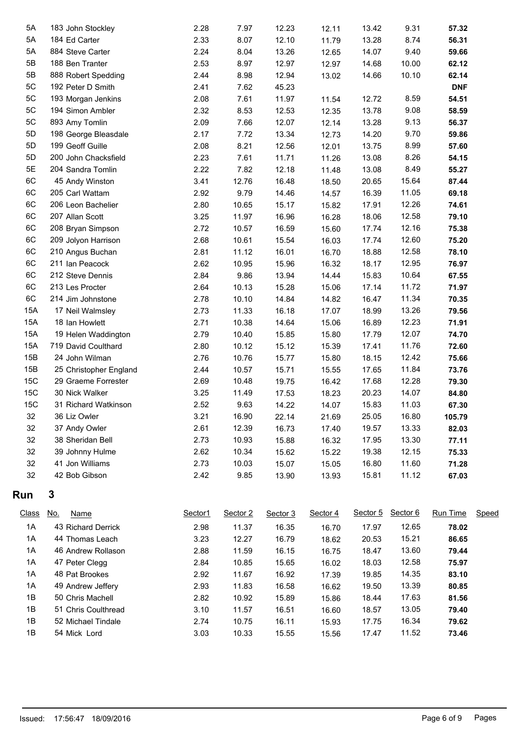| Class | No. | Name | Sector1 | Sector 2 | Sector 3 | Sector 4 | Sector 5 | Sector 6 | Run Time | Speed |
|---|---|---|---|---|---|---|---|---|---|---|
| 5A | 183 | John Stockley | 2.28 | 7.97 | 12.23 | 12.11 | 13.42 | 9.31 | **57.32** | |
| 5A | 184 | Ed Carter | 2.33 | 8.07 | 12.10 | 11.79 | 13.28 | 8.74 | **56.31** | |
| 5A | 884 | Steve Carter | 2.24 | 8.04 | 13.26 | 12.65 | 14.07 | 9.40 | **59.66** | |
| 5B | 188 | Ben Tranter | 2.53 | 8.97 | 12.97 | 12.97 | 14.68 | 10.00 | **62.12** | |
| 5B | 888 | Robert Spedding | 2.44 | 8.98 | 12.94 | 13.02 | 14.66 | 10.10 | **62.14** | |
| 5C | 192 | Peter D Smith | 2.41 | 7.62 | 45.23 | | | | **DNF** | |
| 5C | 193 | Morgan Jenkins | 2.08 | 7.61 | 11.97 | 11.54 | 12.72 | 8.59 | **54.51** | |
| 5C | 194 | Simon Ambler | 2.32 | 8.53 | 12.53 | 12.35 | 13.78 | 9.08 | **58.59** | |
| 5C | 893 | Amy Tomlin | 2.09 | 7.66 | 12.07 | 12.14 | 13.28 | 9.13 | **56.37** | |
| 5D | 198 | George Bleasdale | 2.17 | 7.72 | 13.34 | 12.73 | 14.20 | 9.70 | **59.86** | |
| 5D | 199 | Geoff Guille | 2.08 | 8.21 | 12.56 | 12.01 | 13.75 | 8.99 | **57.60** | |
| 5D | 200 | John Chacksfield | 2.23 | 7.61 | 11.71 | 11.26 | 13.08 | 8.26 | **54.15** | |
| 5E | 204 | Sandra Tomlin | 2.22 | 7.82 | 12.18 | 11.48 | 13.08 | 8.49 | **55.27** | |
| 6C | 45 | Andy Winston | 3.41 | 12.76 | 16.48 | 18.50 | 20.65 | 15.64 | **87.44** | |
| 6C | 205 | Carl Wattam | 2.92 | 9.79 | 14.46 | 14.57 | 16.39 | 11.05 | **69.18** | |
| 6C | 206 | Leon Bachelier | 2.80 | 10.65 | 15.17 | 15.82 | 17.91 | 12.26 | **74.61** | |
| 6C | 207 | Allan Scott | 3.25 | 11.97 | 16.96 | 16.28 | 18.06 | 12.58 | **79.10** | |
| 6C | 208 | Bryan Simpson | 2.72 | 10.57 | 16.59 | 15.60 | 17.74 | 12.16 | **75.38** | |
| 6C | 209 | Jolyon Harrison | 2.68 | 10.61 | 15.54 | 16.03 | 17.74 | 12.60 | **75.20** | |
| 6C | 210 | Angus Buchan | 2.81 | 11.12 | 16.01 | 16.70 | 18.88 | 12.58 | **78.10** | |
| 6C | 211 | Ian Peacock | 2.62 | 10.95 | 15.96 | 16.32 | 18.17 | 12.95 | **76.97** | |
| 6C | 212 | Steve Dennis | 2.84 | 9.86 | 13.94 | 14.44 | 15.83 | 10.64 | **67.55** | |
| 6C | 213 | Les Procter | 2.64 | 10.13 | 15.28 | 15.06 | 17.14 | 11.72 | **71.97** | |
| 6C | 214 | Jim Johnstone | 2.78 | 10.10 | 14.84 | 14.82 | 16.47 | 11.34 | **70.35** | |
| 15A | 17 | Neil Walmsley | 2.73 | 11.33 | 16.18 | 17.07 | 18.99 | 13.26 | **79.56** | |
| 15A | 18 | Ian Howlett | 2.71 | 10.38 | 14.64 | 15.06 | 16.89 | 12.23 | **71.91** | |
| 15A | 19 | Helen Waddington | 2.79 | 10.40 | 15.85 | 15.80 | 17.79 | 12.07 | **74.70** | |
| 15A | 719 | David Coulthard | 2.80 | 10.12 | 15.12 | 15.39 | 17.41 | 11.76 | **72.60** | |
| 15B | 24 | John Wilman | 2.76 | 10.76 | 15.77 | 15.80 | 18.15 | 12.42 | **75.66** | |
| 15B | 25 | Christopher England | 2.44 | 10.57 | 15.71 | 15.55 | 17.65 | 11.84 | **73.76** | |
| 15C | 29 | Graeme Forrester | 2.69 | 10.48 | 19.75 | 16.42 | 17.68 | 12.28 | **79.30** | |
| 15C | 30 | Nick Walker | 3.25 | 11.49 | 17.53 | 18.23 | 20.23 | 14.07 | **84.80** | |
| 15C | 31 | Richard Watkinson | 2.52 | 9.63 | 14.22 | 14.07 | 15.83 | 11.03 | **67.30** | |
| 32 | 36 | Liz Owler | 3.21 | 16.90 | 22.14 | 21.69 | 25.05 | 16.80 | **105.79** | |
| 32 | 37 | Andy Owler | 2.61 | 12.39 | 16.73 | 17.40 | 19.57 | 13.33 | **82.03** | |
| 32 | 38 | Sheridan Bell | 2.73 | 10.93 | 15.88 | 16.32 | 17.95 | 13.30 | **77.11** | |
| 32 | 39 | Johnny Hulme | 2.62 | 10.34 | 15.62 | 15.22 | 19.38 | 12.15 | **75.33** | |
| 32 | 41 | Jon Williams | 2.73 | 10.03 | 15.07 | 15.05 | 16.80 | 11.60 | **71.28** | |
| 32 | 42 | Bob Gibson | 2.42 | 9.85 | 13.90 | 13.93 | 15.81 | 11.12 | **67.03** | |

## Run 3

| Class | No. | Name | Sector1 | Sector 2 | Sector 3 | Sector 4 | Sector 5 | Sector 6 | Run Time | Speed |
|---|---|---|---|---|---|---|---|---|---|---|
| 1A | 43 | Richard Derrick | 2.98 | 11.37 | 16.35 | 16.70 | 17.97 | 12.65 | **78.02** | |
| 1A | 44 | Thomas Leach | 3.23 | 12.27 | 16.79 | 18.62 | 20.53 | 15.21 | **86.65** | |
| 1A | 46 | Andrew Rollason | 2.88 | 11.59 | 16.15 | 16.75 | 18.47 | 13.60 | **79.44** | |
| 1A | 47 | Peter Clegg | 2.84 | 10.85 | 15.65 | 16.02 | 18.03 | 12.58 | **75.97** | |
| 1A | 48 | Pat Brookes | 2.92 | 11.67 | 16.92 | 17.39 | 19.85 | 14.35 | **83.10** | |
| 1A | 49 | Andrew Jeffery | 2.93 | 11.83 | 16.58 | 16.62 | 19.50 | 13.39 | **80.85** | |
| 1B | 50 | Chris Machell | 2.82 | 10.92 | 15.89 | 15.86 | 18.44 | 17.63 | **81.56** | |
| 1B | 51 | Chris Coulthread | 3.10 | 11.57 | 16.51 | 16.60 | 18.57 | 13.05 | **79.40** | |
| 1B | 52 | Michael Tindale | 2.74 | 10.75 | 16.11 | 15.93 | 17.75 | 16.34 | **79.62** | |
| 1B | 54 | Mick Lord | 3.03 | 10.33 | 15.55 | 15.56 | 17.47 | 11.52 | **73.46** | |

Issued: 17:56:47 18/09/2016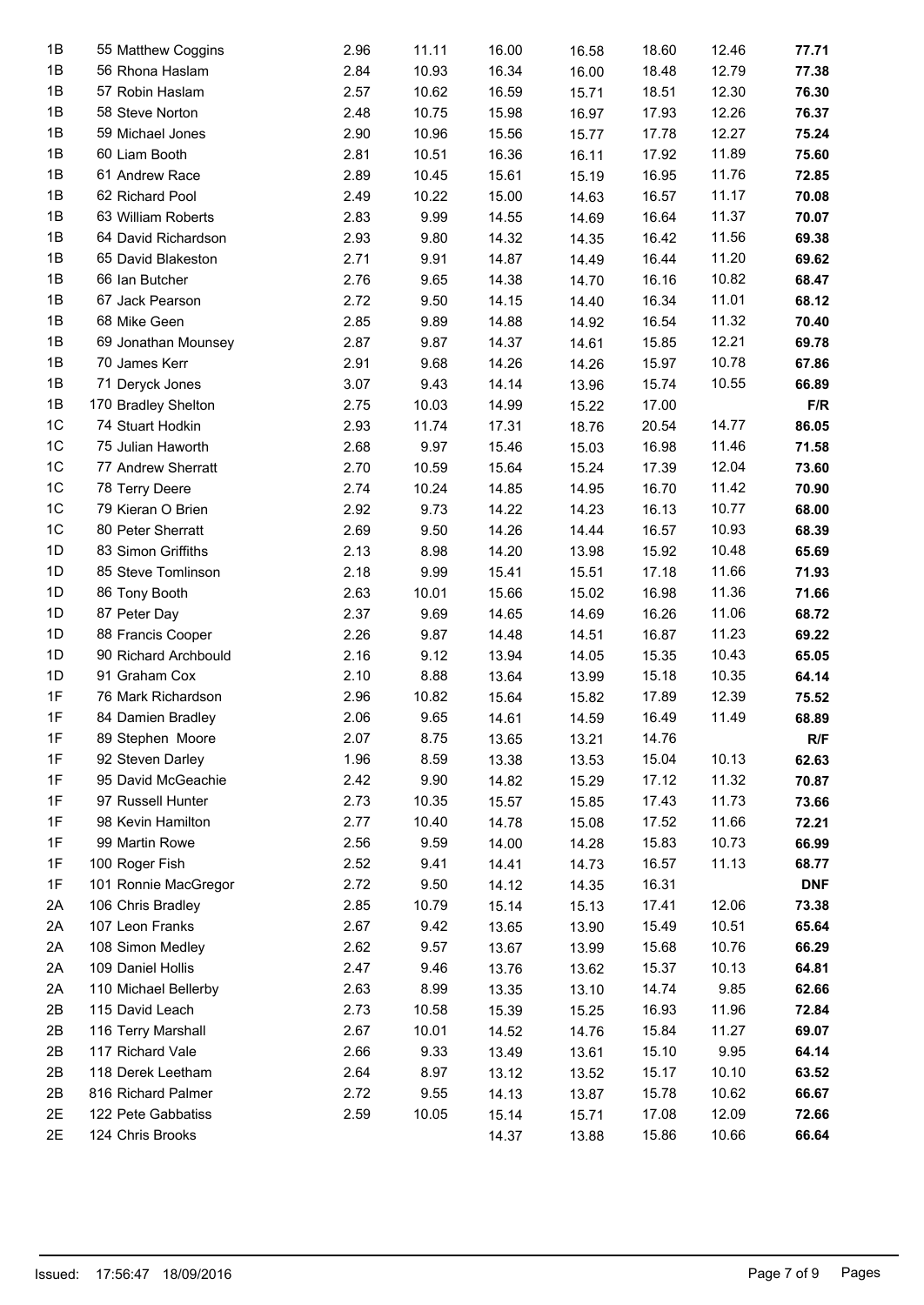| | | | | | | | | |
|---|---|---|---|---|---|---|---|---|
| 1B | 55 Matthew Coggins | 2.96 | 11.11 | 16.00 | 16.58 | 18.60 | 12.46 | **77.71** |
| 1B | 56 Rhona Haslam | 2.84 | 10.93 | 16.34 | 16.00 | 18.48 | 12.79 | **77.38** |
| 1B | 57 Robin Haslam | 2.57 | 10.62 | 16.59 | 15.71 | 18.51 | 12.30 | **76.30** |
| 1B | 58 Steve Norton | 2.48 | 10.75 | 15.98 | 16.97 | 17.93 | 12.26 | **76.37** |
| 1B | 59 Michael Jones | 2.90 | 10.96 | 15.56 | 15.77 | 17.78 | 12.27 | **75.24** |
| 1B | 60 Liam Booth | 2.81 | 10.51 | 16.36 | 16.11 | 17.92 | 11.89 | **75.60** |
| 1B | 61 Andrew Race | 2.89 | 10.45 | 15.61 | 15.19 | 16.95 | 11.76 | **72.85** |
| 1B | 62 Richard Pool | 2.49 | 10.22 | 15.00 | 14.63 | 16.57 | 11.17 | **70.08** |
| 1B | 63 William Roberts | 2.83 | 9.99 | 14.55 | 14.69 | 16.64 | 11.37 | **70.07** |
| 1B | 64 David Richardson | 2.93 | 9.80 | 14.32 | 14.35 | 16.42 | 11.56 | **69.38** |
| 1B | 65 David Blakeston | 2.71 | 9.91 | 14.87 | 14.49 | 16.44 | 11.20 | **69.62** |
| 1B | 66 Ian Butcher | 2.76 | 9.65 | 14.38 | 14.70 | 16.16 | 10.82 | **68.47** |
| 1B | 67 Jack Pearson | 2.72 | 9.50 | 14.15 | 14.40 | 16.34 | 11.01 | **68.12** |
| 1B | 68 Mike Geen | 2.85 | 9.89 | 14.88 | 14.92 | 16.54 | 11.32 | **70.40** |
| 1B | 69 Jonathan Mounsey | 2.87 | 9.87 | 14.37 | 14.61 | 15.85 | 12.21 | **69.78** |
| 1B | 70 James Kerr | 2.91 | 9.68 | 14.26 | 14.26 | 15.97 | 10.78 | **67.86** |
| 1B | 71 Deryck Jones | 3.07 | 9.43 | 14.14 | 13.96 | 15.74 | 10.55 | **66.89** |
| 1B | 170 Bradley Shelton | 2.75 | 10.03 | 14.99 | 15.22 | 17.00 | | **F/R** |
| 1C | 74 Stuart Hodkin | 2.93 | 11.74 | 17.31 | 18.76 | 20.54 | 14.77 | **86.05** |
| 1C | 75 Julian Haworth | 2.68 | 9.97 | 15.46 | 15.03 | 16.98 | 11.46 | **71.58** |
| 1C | 77 Andrew Sherratt | 2.70 | 10.59 | 15.64 | 15.24 | 17.39 | 12.04 | **73.60** |
| 1C | 78 Terry Deere | 2.74 | 10.24 | 14.85 | 14.95 | 16.70 | 11.42 | **70.90** |
| 1C | 79 Kieran O Brien | 2.92 | 9.73 | 14.22 | 14.23 | 16.13 | 10.77 | **68.00** |
| 1C | 80 Peter Sherratt | 2.69 | 9.50 | 14.26 | 14.44 | 16.57 | 10.93 | **68.39** |
| 1D | 83 Simon Griffiths | 2.13 | 8.98 | 14.20 | 13.98 | 15.92 | 10.48 | **65.69** |
| 1D | 85 Steve Tomlinson | 2.18 | 9.99 | 15.41 | 15.51 | 17.18 | 11.66 | **71.93** |
| 1D | 86 Tony Booth | 2.63 | 10.01 | 15.66 | 15.02 | 16.98 | 11.36 | **71.66** |
| 1D | 87 Peter Day | 2.37 | 9.69 | 14.65 | 14.69 | 16.26 | 11.06 | **68.72** |
| 1D | 88 Francis Cooper | 2.26 | 9.87 | 14.48 | 14.51 | 16.87 | 11.23 | **69.22** |
| 1D | 90 Richard Archbould | 2.16 | 9.12 | 13.94 | 14.05 | 15.35 | 10.43 | **65.05** |
| 1D | 91 Graham Cox | 2.10 | 8.88 | 13.64 | 13.99 | 15.18 | 10.35 | **64.14** |
| 1F | 76 Mark Richardson | 2.96 | 10.82 | 15.64 | 15.82 | 17.89 | 12.39 | **75.52** |
| 1F | 84 Damien Bradley | 2.06 | 9.65 | 14.61 | 14.59 | 16.49 | 11.49 | **68.89** |
| 1F | 89 Stephen Moore | 2.07 | 8.75 | 13.65 | 13.21 | 14.76 | | **R/F** |
| 1F | 92 Steven Darley | 1.96 | 8.59 | 13.38 | 13.53 | 15.04 | 10.13 | **62.63** |
| 1F | 95 David McGeachie | 2.42 | 9.90 | 14.82 | 15.29 | 17.12 | 11.32 | **70.87** |
| 1F | 97 Russell Hunter | 2.73 | 10.35 | 15.57 | 15.85 | 17.43 | 11.73 | **73.66** |
| 1F | 98 Kevin Hamilton | 2.77 | 10.40 | 14.78 | 15.08 | 17.52 | 11.66 | **72.21** |
| 1F | 99 Martin Rowe | 2.56 | 9.59 | 14.00 | 14.28 | 15.83 | 10.73 | **66.99** |
| 1F | 100 Roger Fish | 2.52 | 9.41 | 14.41 | 14.73 | 16.57 | 11.13 | **68.77** |
| 1F | 101 Ronnie MacGregor | 2.72 | 9.50 | 14.12 | 14.35 | 16.31 | | **DNF** |
| 2A | 106 Chris Bradley | 2.85 | 10.79 | 15.14 | 15.13 | 17.41 | 12.06 | **73.38** |
| 2A | 107 Leon Franks | 2.67 | 9.42 | 13.65 | 13.90 | 15.49 | 10.51 | **65.64** |
| 2A | 108 Simon Medley | 2.62 | 9.57 | 13.67 | 13.99 | 15.68 | 10.76 | **66.29** |
| 2A | 109 Daniel Hollis | 2.47 | 9.46 | 13.76 | 13.62 | 15.37 | 10.13 | **64.81** |
| 2A | 110 Michael Bellerby | 2.63 | 8.99 | 13.35 | 13.10 | 14.74 | 9.85 | **62.66** |
| 2B | 115 David Leach | 2.73 | 10.58 | 15.39 | 15.25 | 16.93 | 11.96 | **72.84** |
| 2B | 116 Terry Marshall | 2.67 | 10.01 | 14.52 | 14.76 | 15.84 | 11.27 | **69.07** |
| 2B | 117 Richard Vale | 2.66 | 9.33 | 13.49 | 13.61 | 15.10 | 9.95 | **64.14** |
| 2B | 118 Derek Leetham | 2.64 | 8.97 | 13.12 | 13.52 | 15.17 | 10.10 | **63.52** |
| 2B | 816 Richard Palmer | 2.72 | 9.55 | 14.13 | 13.87 | 15.78 | 10.62 | **66.67** |
| 2E | 122 Pete Gabbatiss | 2.59 | 10.05 | 15.14 | 15.71 | 17.08 | 12.09 | **72.66** |
| 2E | 124 Chris Brooks | | | 14.37 | 13.88 | 15.86 | 10.66 | **66.64** |

Issued: 17:56:47 18/09/2016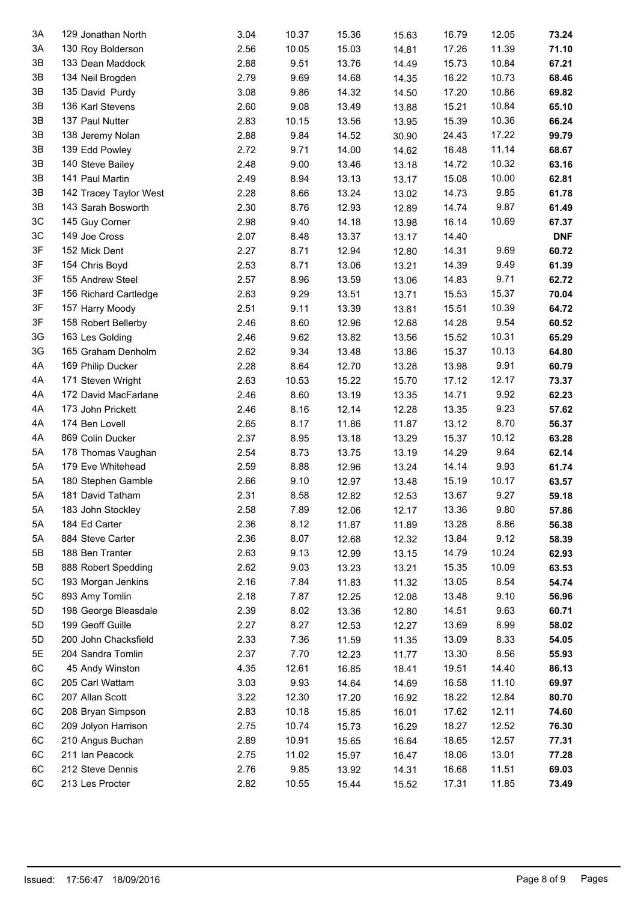| | | | | | | | | |
|---|---|---|---|---|---|---|---|---|
| 3A | 129 Jonathan North | 3.04 | 10.37 | 15.36 | 15.63 | 16.79 | 12.05 | **73.24** |
| 3A | 130 Roy Bolderson | 2.56 | 10.05 | 15.03 | 14.81 | 17.26 | 11.39 | **71.10** |
| 3B | 133 Dean Maddock | 2.88 | 9.51 | 13.76 | 14.49 | 15.73 | 10.84 | **67.21** |
| 3B | 134 Neil Brogden | 2.79 | 9.69 | 14.68 | 14.35 | 16.22 | 10.73 | **68.46** |
| 3B | 135 David Purdy | 3.08 | 9.86 | 14.32 | 14.50 | 17.20 | 10.86 | **69.82** |
| 3B | 136 Karl Stevens | 2.60 | 9.08 | 13.49 | 13.88 | 15.21 | 10.84 | **65.10** |
| 3B | 137 Paul Nutter | 2.83 | 10.15 | 13.56 | 13.95 | 15.39 | 10.36 | **66.24** |
| 3B | 138 Jeremy Nolan | 2.88 | 9.84 | 14.52 | 30.90 | 24.43 | 17.22 | **99.79** |
| 3B | 139 Edd Powley | 2.72 | 9.71 | 14.00 | 14.62 | 16.48 | 11.14 | **68.67** |
| 3B | 140 Steve Bailey | 2.48 | 9.00 | 13.46 | 13.18 | 14.72 | 10.32 | **63.16** |
| 3B | 141 Paul Martin | 2.49 | 8.94 | 13.13 | 13.17 | 15.08 | 10.00 | **62.81** |
| 3B | 142 Tracey Taylor West | 2.28 | 8.66 | 13.24 | 13.02 | 14.73 | 9.85 | **61.78** |
| 3B | 143 Sarah Bosworth | 2.30 | 8.76 | 12.93 | 12.89 | 14.74 | 9.87 | **61.49** |
| 3C | 145 Guy Corner | 2.98 | 9.40 | 14.18 | 13.98 | 16.14 | 10.69 | **67.37** |
| 3C | 149 Joe Cross | 2.07 | 8.48 | 13.37 | 13.17 | 14.40 | | **DNF** |
| 3F | 152 Mick Dent | 2.27 | 8.71 | 12.94 | 12.80 | 14.31 | 9.69 | **60.72** |
| 3F | 154 Chris Boyd | 2.53 | 8.71 | 13.06 | 13.21 | 14.39 | 9.49 | **61.39** |
| 3F | 155 Andrew Steel | 2.57 | 8.96 | 13.59 | 13.06 | 14.83 | 9.71 | **62.72** |
| 3F | 156 Richard Cartledge | 2.63 | 9.29 | 13.51 | 13.71 | 15.53 | 15.37 | **70.04** |
| 3F | 157 Harry Moody | 2.51 | 9.11 | 13.39 | 13.81 | 15.51 | 10.39 | **64.72** |
| 3F | 158 Robert Bellerby | 2.46 | 8.60 | 12.96 | 12.68 | 14.28 | 9.54 | **60.52** |
| 3G | 163 Les Golding | 2.46 | 9.62 | 13.82 | 13.56 | 15.52 | 10.31 | **65.29** |
| 3G | 165 Graham Denholm | 2.62 | 9.34 | 13.48 | 13.86 | 15.37 | 10.13 | **64.80** |
| 4A | 169 Philip Ducker | 2.28 | 8.64 | 12.70 | 13.28 | 13.98 | 9.91 | **60.79** |
| 4A | 171 Steven Wright | 2.63 | 10.53 | 15.22 | 15.70 | 17.12 | 12.17 | **73.37** |
| 4A | 172 David MacFarlane | 2.46 | 8.60 | 13.19 | 13.35 | 14.71 | 9.92 | **62.23** |
| 4A | 173 John Prickett | 2.46 | 8.16 | 12.14 | 12.28 | 13.35 | 9.23 | **57.62** |
| 4A | 174 Ben Lovell | 2.65 | 8.17 | 11.86 | 11.87 | 13.12 | 8.70 | **56.37** |
| 4A | 869 Colin Ducker | 2.37 | 8.95 | 13.18 | 13.29 | 15.37 | 10.12 | **63.28** |
| 5A | 178 Thomas Vaughan | 2.54 | 8.73 | 13.75 | 13.19 | 14.29 | 9.64 | **62.14** |
| 5A | 179 Eve Whitehead | 2.59 | 8.88 | 12.96 | 13.24 | 14.14 | 9.93 | **61.74** |
| 5A | 180 Stephen Gamble | 2.66 | 9.10 | 12.97 | 13.48 | 15.19 | 10.17 | **63.57** |
| 5A | 181 David Tatham | 2.31 | 8.58 | 12.82 | 12.53 | 13.67 | 9.27 | **59.18** |
| 5A | 183 John Stockley | 2.58 | 7.89 | 12.06 | 12.17 | 13.36 | 9.80 | **57.86** |
| 5A | 184 Ed Carter | 2.36 | 8.12 | 11.87 | 11.89 | 13.28 | 8.86 | **56.38** |
| 5A | 884 Steve Carter | 2.36 | 8.07 | 12.68 | 12.32 | 13.84 | 9.12 | **58.39** |
| 5B | 188 Ben Tranter | 2.63 | 9.13 | 12.99 | 13.15 | 14.79 | 10.24 | **62.93** |
| 5B | 888 Robert Spedding | 2.62 | 9.03 | 13.23 | 13.21 | 15.35 | 10.09 | **63.53** |
| 5C | 193 Morgan Jenkins | 2.16 | 7.84 | 11.83 | 11.32 | 13.05 | 8.54 | **54.74** |
| 5C | 893 Amy Tomlin | 2.18 | 7.87 | 12.25 | 12.08 | 13.48 | 9.10 | **56.96** |
| 5D | 198 George Bleasdale | 2.39 | 8.02 | 13.36 | 12.80 | 14.51 | 9.63 | **60.71** |
| 5D | 199 Geoff Guille | 2.27 | 8.27 | 12.53 | 12.27 | 13.69 | 8.99 | **58.02** |
| 5D | 200 John Chacksfield | 2.33 | 7.36 | 11.59 | 11.35 | 13.09 | 8.33 | **54.05** |
| 5E | 204 Sandra Tomlin | 2.37 | 7.70 | 12.23 | 11.77 | 13.30 | 8.56 | **55.93** |
| 6C | 45 Andy Winston | 4.35 | 12.61 | 16.85 | 18.41 | 19.51 | 14.40 | **86.13** |
| 6C | 205 Carl Wattam | 3.03 | 9.93 | 14.64 | 14.69 | 16.58 | 11.10 | **69.97** |
| 6C | 207 Allan Scott | 3.22 | 12.30 | 17.20 | 16.92 | 18.22 | 12.84 | **80.70** |
| 6C | 208 Bryan Simpson | 2.83 | 10.18 | 15.85 | 16.01 | 17.62 | 12.11 | **74.60** |
| 6C | 209 Jolyon Harrison | 2.75 | 10.74 | 15.73 | 16.29 | 18.27 | 12.52 | **76.30** |
| 6C | 210 Angus Buchan | 2.89 | 10.91 | 15.65 | 16.64 | 18.65 | 12.57 | **77.31** |
| 6C | 211 Ian Peacock | 2.75 | 11.02 | 15.97 | 16.47 | 18.06 | 13.01 | **77.28** |
| 6C | 212 Steve Dennis | 2.76 | 9.85 | 13.92 | 14.31 | 16.68 | 11.51 | **69.03** |
| 6C | 213 Les Procter | 2.82 | 10.55 | 15.44 | 15.52 | 17.31 | 11.85 | **73.49** |

Issued: 17:56:47 18/09/2016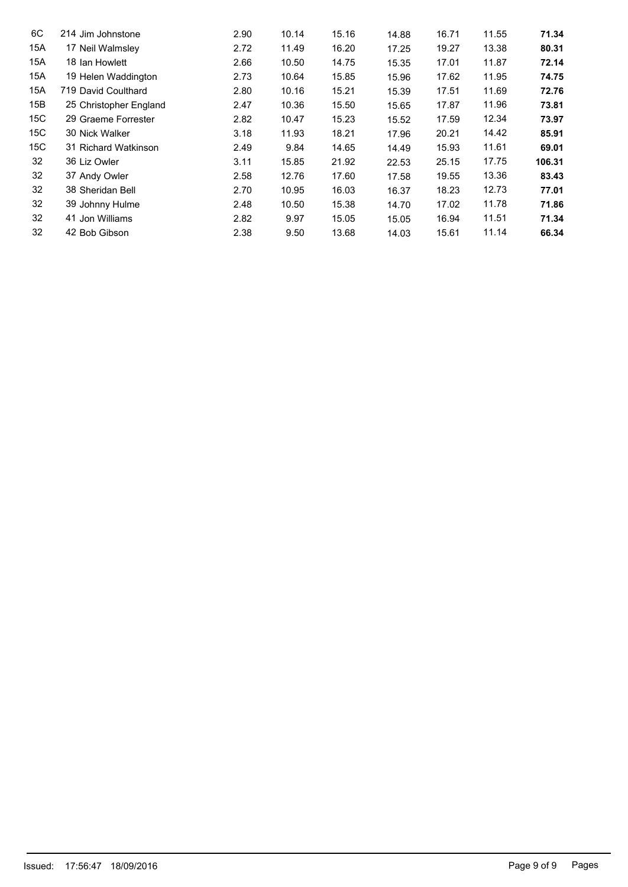| | | | | | | | | | |
|---|---|---|---|---|---|---|---|---|---|
| 6C | 214 | Jim Johnstone | 2.90 | 10.14 | 15.16 | 14.88 | 16.71 | 11.55 | **71.34** |
| 15A | 17 | Neil Walmsley | 2.72 | 11.49 | 16.20 | 17.25 | 19.27 | 13.38 | **80.31** |
| 15A | 18 | Ian Howlett | 2.66 | 10.50 | 14.75 | 15.35 | 17.01 | 11.87 | **72.14** |
| 15A | 19 | Helen Waddington | 2.73 | 10.64 | 15.85 | 15.96 | 17.62 | 11.95 | **74.75** |
| 15A | 719 | David Coulthard | 2.80 | 10.16 | 15.21 | 15.39 | 17.51 | 11.69 | **72.76** |
| 15B | 25 | Christopher England | 2.47 | 10.36 | 15.50 | 15.65 | 17.87 | 11.96 | **73.81** |
| 15C | 29 | Graeme Forrester | 2.82 | 10.47 | 15.23 | 15.52 | 17.59 | 12.34 | **73.97** |
| 15C | 30 | Nick Walker | 3.18 | 11.93 | 18.21 | 17.96 | 20.21 | 14.42 | **85.91** |
| 15C | 31 | Richard Watkinson | 2.49 | 9.84 | 14.65 | 14.49 | 15.93 | 11.61 | **69.01** |
| 32 | 36 | Liz Owler | 3.11 | 15.85 | 21.92 | 22.53 | 25.15 | 17.75 | **106.31** |
| 32 | 37 | Andy Owler | 2.58 | 12.76 | 17.60 | 17.58 | 19.55 | 13.36 | **83.43** |
| 32 | 38 | Sheridan Bell | 2.70 | 10.95 | 16.03 | 16.37 | 18.23 | 12.73 | **77.01** |
| 32 | 39 | Johnny Hulme | 2.48 | 10.50 | 15.38 | 14.70 | 17.02 | 11.78 | **71.86** |
| 32 | 41 | Jon Williams | 2.82 | 9.97 | 15.05 | 15.05 | 16.94 | 11.51 | **71.34** |
| 32 | 42 | Bob Gibson | 2.38 | 9.50 | 13.68 | 14.03 | 15.61 | 11.14 | **66.34** |

Issued: 17:56:47 18/09/2016